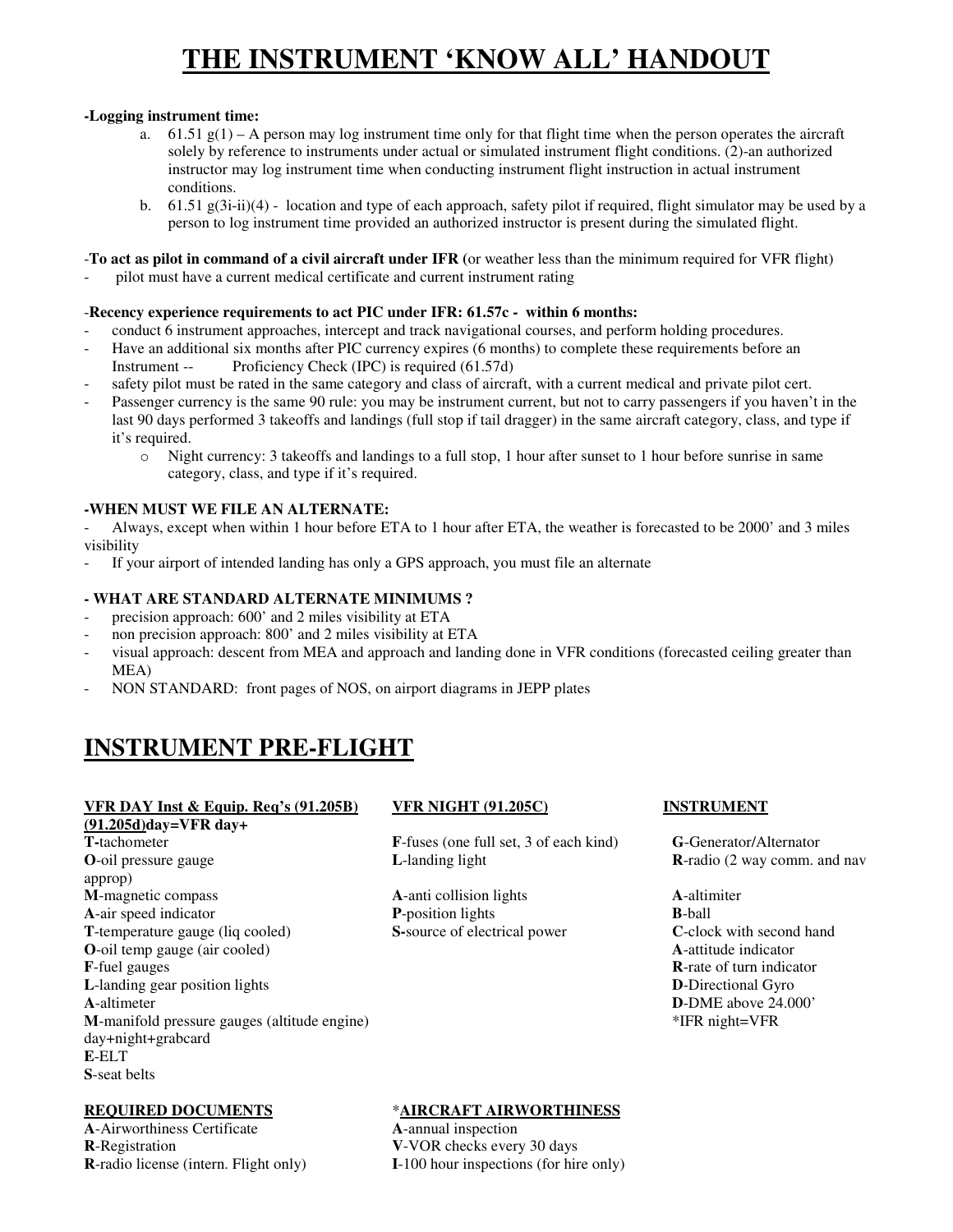# THE INSTRUMENT 'KNOW ALL' HANDOUT

**-Logging instrument time:**

a. 61.51 g(1) – A person may log instrument time only for that flight time when the person operates the aircraft solely by reference to instruments under actual or simulated instrument flight conditions. (2)-an authorized instructor may log instrument time when conducting instrument flight instruction in actual instrument conditions.

b. 61.51 g(3i-ii)(4) - location and type of each approach, safety pilot if required, flight simulator may be used by a person to log instrument time provided an authorized instructor is present during the simulated flight.

-**To act as pilot in command of a civil aircraft under IFR (**or weather less than the minimum required for VFR flight)

- pilot must have a current medical certificate and current instrument rating

-**Recency experience requirements to act PIC under IFR: 61.57c - within 6 months:**

- conduct 6 instrument approaches, intercept and track navigational courses, and perform holding procedures.
- Have an additional six months after PIC currency expires (6 months) to complete these requirements before an Instrument -- Proficiency Check (IPC) is required (61.57d)
- safety pilot must be rated in the same category and class of aircraft, with a current medical and private pilot cert.
- Passenger currency is the same 90 rule: you may be instrument current, but not to carry passengers if you haven't in the last 90 days performed 3 takeoffs and landings (full stop if tail dragger) in the same aircraft category, class, and type if it's required.
  - Night currency: 3 takeoffs and landings to a full stop, 1 hour after sunset to 1 hour before sunrise in same category, class, and type if it's required.

**-WHEN MUST WE FILE AN ALTERNATE:**

- Always, except when within 1 hour before ETA to 1 hour after ETA, the weather is forecasted to be 2000' and 3 miles visibility
- If your airport of intended landing has only a GPS approach, you must file an alternate

**- WHAT ARE STANDARD ALTERNATE MINIMUMS ?**

- precision approach: 600' and 2 miles visibility at ETA
- non precision approach: 800' and 2 miles visibility at ETA
- visual approach: descent from MEA and approach and landing done in VFR conditions (forecasted ceiling greater than MEA)
- NON STANDARD: front pages of NOS, on airport diagrams in JEPP plates

## INSTRUMENT PRE-FLIGHT

**VFR DAY Inst & Equip. Req's (91.205B)**

**(91.205d)day=VFR day+**

**T**-tachometer
**O**-oil pressure gauge
**M**-magnetic compass
**A**-air speed indicator
**T**-temperature gauge (liq cooled)
**O**-oil temp gauge (air cooled)
**F**-fuel gauges
**L**-landing gear position lights
**A**-altimeter
**M**-manifold pressure gauges (altitude engine)
day+night+grabcard
**E**-ELT
**S**-seat belts

**VFR NIGHT (91.205C)**

**F**-fuses (one full set, 3 of each kind)
**L**-landing light

**A**-anti collision lights
**P**-position lights
**S-**source of electrical power

**INSTRUMENT**

**G**-Generator/Alternator
**R**-radio (2 way comm. and nav approp)

**A**-altimiter
**B**-ball
**C**-clock with second hand
**A**-attitude indicator
**R**-rate of turn indicator
**D**-Directional Gyro
**D**-DME above 24.000'
*IFR night=VFR

**REQUIRED DOCUMENTS**

**A**-Airworthiness Certificate
**R**-Registration
**R**-radio license (intern. Flight only)

***AIRCRAFT AIRWORTHINESS**

**A**-annual inspection
**V**-VOR checks every 30 days
**I**-100 hour inspections (for hire only)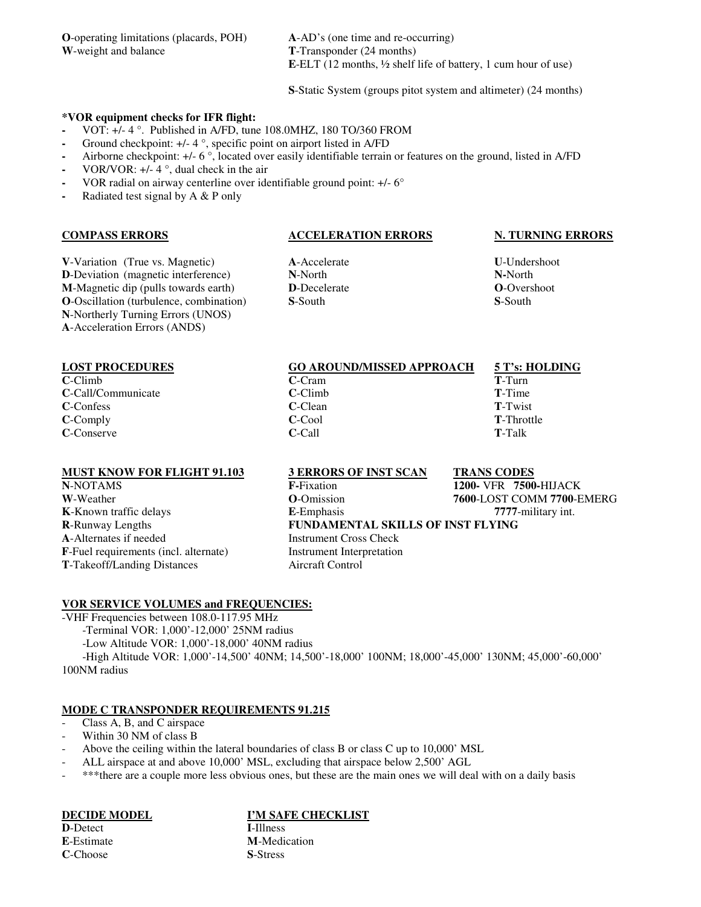**O**-operating limitations (placards, POH)
**W**-weight and balance

**A**-AD's (one time and re-occurring)
**T**-Transponder (24 months)
**E**-ELT (12 months, ½ shelf life of battery, 1 cum hour of use)

**S**-Static System (groups pitot system and altimeter) (24 months)

**\*VOR equipment checks for IFR flight:**

- VOT: +/- 4 °. Published in A/FD, tune 108.0MHZ, 180 TO/360 FROM
- Ground checkpoint: +/- 4 °, specific point on airport listed in A/FD
- Airborne checkpoint: +/- 6 °, located over easily identifiable terrain or features on the ground, listed in A/FD
- VOR/VOR: +/- 4 °, dual check in the air
- VOR radial on airway centerline over identifiable ground point: +/- 6°
- Radiated test signal by A & P only

**COMPASS ERRORS**

**V**-Variation (True vs. Magnetic)
**D**-Deviation (magnetic interference)
**M**-Magnetic dip (pulls towards earth)
**O**-Oscillation (turbulence, combination)
**N**-Northerly Turning Errors (UNOS)
**A**-Acceleration Errors (ANDS)

**ACCELERATION ERRORS**

**A**-Accelerate
**N**-North
**D**-Decelerate
**S**-South

**N. TURNING ERRORS**

**U**-Undershoot
**N**-North
**O**-Overshoot
**S**-South

**LOST PROCEDURES**

**C**-Climb
**C**-Call/Communicate
**C**-Confess
**C**-Comply
**C**-Conserve

**GO AROUND/MISSED APPROACH**

**C**-Cram
**C**-Climb
**C**-Clean
**C**-Cool
**C**-Call

**5 T's: HOLDING**

**T**-Turn
**T**-Time
**T**-Twist
**T**-Throttle
**T**-Talk

**MUST KNOW FOR FLIGHT 91.103**

**N**-NOTAMS
**W**-Weather
**K**-Known traffic delays
**R**-Runway Lengths
**A**-Alternates if needed
**F**-Fuel requirements (incl. alternate)
**T**-Takeoff/Landing Distances

**3 ERRORS OF INST SCAN**

**F**-Fixation
**O**-Omission
**E**-Emphasis

**FUNDAMENTAL SKILLS OF INST FLYING**

Instrument Cross Check
Instrument Interpretation
Aircraft Control

**TRANS CODES**

**1200**- VFR **7500**-HIJACK
**7600**-LOST COMM **7700**-EMERG
**7777**-military int.

**VOR SERVICE VOLUMES and FREQUENCIES:**

-VHF Frequencies between 108.0-117.95 MHz
-Terminal VOR: 1,000'-12,000' 25NM radius
-Low Altitude VOR: 1,000'-18,000' 40NM radius
-High Altitude VOR: 1,000'-14,500' 40NM; 14,500'-18,000' 100NM; 18,000'-45,000' 130NM; 45,000'-60,000' 100NM radius

**MODE C TRANSPONDER REQUIREMENTS 91.215**

- Class A, B, and C airspace
- Within 30 NM of class B
- Above the ceiling within the lateral boundaries of class B or class C up to 10,000' MSL
- ALL airspace at and above 10,000' MSL, excluding that airspace below 2,500' AGL
- \*\*\*there are a couple more less obvious ones, but these are the main ones we will deal with on a daily basis

**DECIDE MODEL**

**D**-Detect
**E**-Estimate
**C**-Choose

**I'M SAFE CHECKLIST**

**I**-Illness
**M**-Medication
**S**-Stress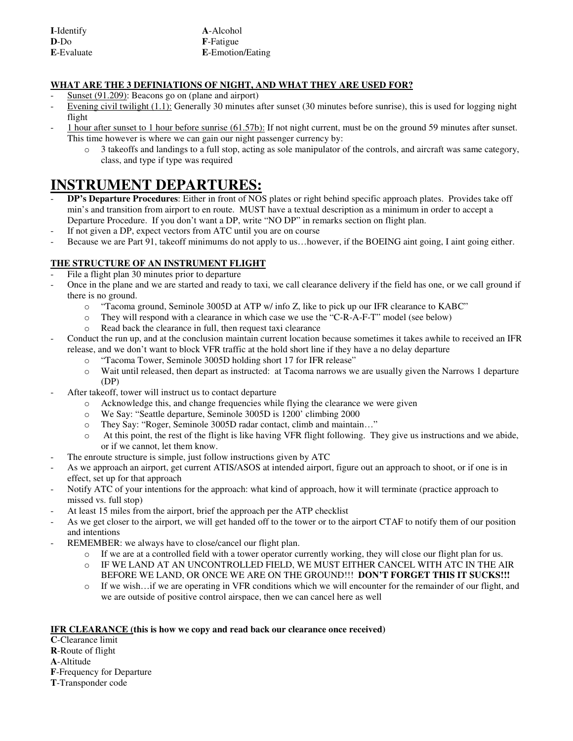**I**-Identify
**D**-Do
**E**-Evaluate

**A**-Alcohol
**F**-Fatigue
**E**-Emotion/Eating

**WHAT ARE THE 3 DEFINIATIONS OF NIGHT, AND WHAT THEY ARE USED FOR?**

- Sunset (91.209): Beacons go on (plane and airport)
- Evening civil twilight (1.1): Generally 30 minutes after sunset (30 minutes before sunrise), this is used for logging night flight
- 1 hour after sunset to 1 hour before sunrise (61.57b): If not night current, must be on the ground 59 minutes after sunset. This time however is where we can gain our night passenger currency by:
    - 3 takeoffs and landings to a full stop, acting as sole manipulator of the controls, and aircraft was same category, class, and type if type was required

# INSTRUMENT DEPARTURES:

- **DP's Departure Procedures**: Either in front of NOS plates or right behind specific approach plates. Provides take off min's and transition from airport to en route. MUST have a textual description as a minimum in order to accept a Departure Procedure. If you don't want a DP, write "NO DP" in remarks section on flight plan.
- If not given a DP, expect vectors from ATC until you are on course
- Because we are Part 91, takeoff minimums do not apply to us…however, if the BOEING aint going, I aint going either.

**THE STRUCTURE OF AN INSTRUMENT FLIGHT**

- File a flight plan 30 minutes prior to departure
- Once in the plane and we are started and ready to taxi, we call clearance delivery if the field has one, or we call ground if there is no ground.
    - "Tacoma ground, Seminole 3005D at ATP w/ info Z, like to pick up our IFR clearance to KABC"
    - They will respond with a clearance in which case we use the "C-R-A-F-T" model (see below)
    - Read back the clearance in full, then request taxi clearance
- Conduct the run up, and at the conclusion maintain current location because sometimes it takes awhile to received an IFR release, and we don't want to block VFR traffic at the hold short line if they have a no delay departure
    - "Tacoma Tower, Seminole 3005D holding short 17 for IFR release"
    - Wait until released, then depart as instructed: at Tacoma narrows we are usually given the Narrows 1 departure (DP)
- After takeoff, tower will instruct us to contact departure
    - Acknowledge this, and change frequencies while flying the clearance we were given
    - We Say: "Seattle departure, Seminole 3005D is 1200' climbing 2000
    - They Say: "Roger, Seminole 3005D radar contact, climb and maintain…"
    - At this point, the rest of the flight is like having VFR flight following. They give us instructions and we abide, or if we cannot, let them know.
- The enroute structure is simple, just follow instructions given by ATC
- As we approach an airport, get current ATIS/ASOS at intended airport, figure out an approach to shoot, or if one is in effect, set up for that approach
- Notify ATC of your intentions for the approach: what kind of approach, how it will terminate (practice approach to missed vs. full stop)
- At least 15 miles from the airport, brief the approach per the ATP checklist
- As we get closer to the airport, we will get handed off to the tower or to the airport CTAF to notify them of our position and intentions
- REMEMBER: we always have to close/cancel our flight plan.
    - If we are at a controlled field with a tower operator currently working, they will close our flight plan for us.
    - IF WE LAND AT AN UNCONTROLLED FIELD, WE MUST EITHER CANCEL WITH ATC IN THE AIR BEFORE WE LAND, OR ONCE WE ARE ON THE GROUND!!! **DON'T FORGET THIS IT SUCKS!!!**
    - If we wish…if we are operating in VFR conditions which we will encounter for the remainder of our flight, and we are outside of positive control airspace, then we can cancel here as well

**IFR CLEARANCE (this is how we copy and read back our clearance once received)**

**C**-Clearance limit
**R**-Route of flight
**A**-Altitude
**F**-Frequency for Departure
**T**-Transponder code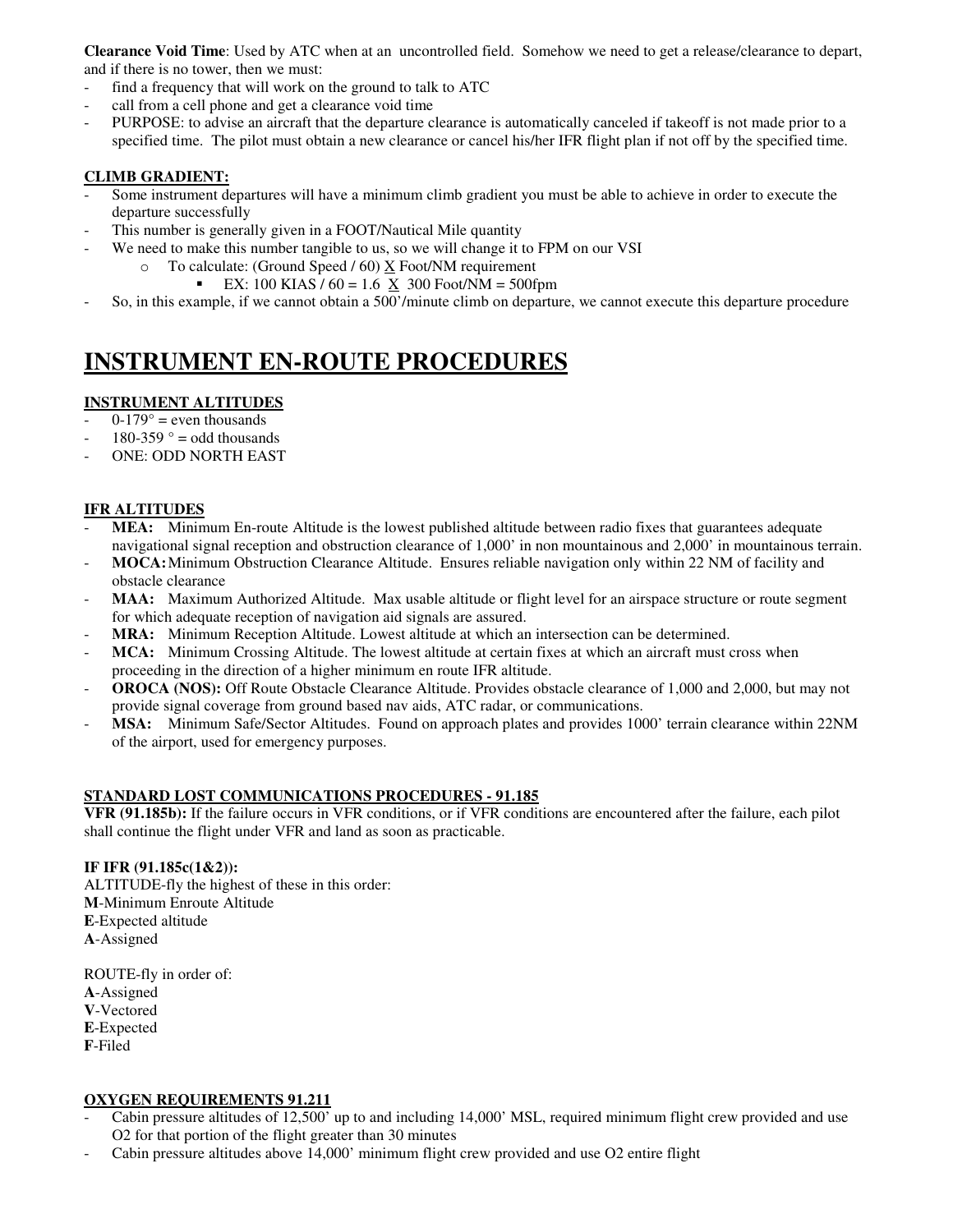**Clearance Void Time**: Used by ATC when at an uncontrolled field. Somehow we need to get a release/clearance to depart, and if there is no tower, then we must:

- find a frequency that will work on the ground to talk to ATC
- call from a cell phone and get a clearance void time
- PURPOSE: to advise an aircraft that the departure clearance is automatically canceled if takeoff is not made prior to a specified time. The pilot must obtain a new clearance or cancel his/her IFR flight plan if not off by the specified time.

**CLIMB GRADIENT:**

- Some instrument departures will have a minimum climb gradient you must be able to achieve in order to execute the departure successfully
- This number is generally given in a FOOT/Nautical Mile quantity
- We need to make this number tangible to us, so we will change it to FPM on our VSI
  - To calculate: (Ground Speed / 60) X Foot/NM requirement
    - EX: 100 KIAS / 60 = 1.6 X 300 Foot/NM = 500fpm
- So, in this example, if we cannot obtain a 500'/minute climb on departure, we cannot execute this departure procedure

# INSTRUMENT EN-ROUTE PROCEDURES

**INSTRUMENT ALTITUDES**

- 0-179° = even thousands
- 180-359 ° = odd thousands
- ONE: ODD NORTH EAST

**IFR ALTITUDES**

- **MEA:** Minimum En-route Altitude is the lowest published altitude between radio fixes that guarantees adequate navigational signal reception and obstruction clearance of 1,000' in non mountainous and 2,000' in mountainous terrain.
- **MOCA:** Minimum Obstruction Clearance Altitude. Ensures reliable navigation only within 22 NM of facility and obstacle clearance
- **MAA:** Maximum Authorized Altitude. Max usable altitude or flight level for an airspace structure or route segment for which adequate reception of navigation aid signals are assured.
- **MRA:** Minimum Reception Altitude. Lowest altitude at which an intersection can be determined.
- **MCA:** Minimum Crossing Altitude. The lowest altitude at certain fixes at which an aircraft must cross when proceeding in the direction of a higher minimum en route IFR altitude.
- **OROCA (NOS):** Off Route Obstacle Clearance Altitude. Provides obstacle clearance of 1,000 and 2,000, but may not provide signal coverage from ground based nav aids, ATC radar, or communications.
- **MSA:** Minimum Safe/Sector Altitudes. Found on approach plates and provides 1000' terrain clearance within 22NM of the airport, used for emergency purposes.

**STANDARD LOST COMMUNICATIONS PROCEDURES - 91.185**

**VFR (91.185b):** If the failure occurs in VFR conditions, or if VFR conditions are encountered after the failure, each pilot shall continue the flight under VFR and land as soon as practicable.

**IF IFR (91.185c(1&2)):**

ALTITUDE-fly the highest of these in this order:
**M**-Minimum Enroute Altitude
**E**-Expected altitude
**A**-Assigned

ROUTE-fly in order of:
**A**-Assigned
**V**-Vectored
**E**-Expected
**F**-Filed

**OXYGEN REQUIREMENTS 91.211**

- Cabin pressure altitudes of 12,500' up to and including 14,000' MSL, required minimum flight crew provided and use O2 for that portion of the flight greater than 30 minutes
- Cabin pressure altitudes above 14,000' minimum flight crew provided and use O2 entire flight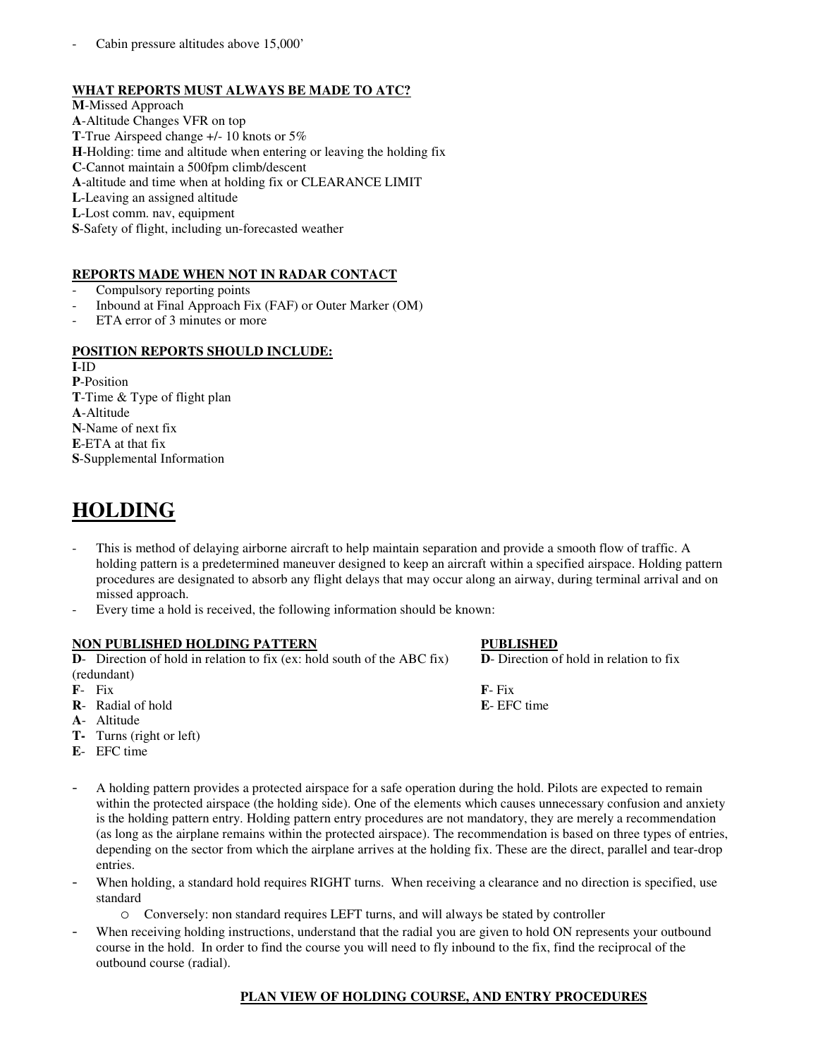- Cabin pressure altitudes above 15,000'

**WHAT REPORTS MUST ALWAYS BE MADE TO ATC?**

**M**-Missed Approach
**A**-Altitude Changes VFR on top
**T**-True Airspeed change +/- 10 knots or 5%
**H**-Holding: time and altitude when entering or leaving the holding fix
**C**-Cannot maintain a 500fpm climb/descent
**A**-altitude and time when at holding fix or CLEARANCE LIMIT
**L**-Leaving an assigned altitude
**L**-Lost comm. nav, equipment
**S**-Safety of flight, including un-forecasted weather

**REPORTS MADE WHEN NOT IN RADAR CONTACT**

- Compulsory reporting points
- Inbound at Final Approach Fix (FAF) or Outer Marker (OM)
- ETA error of 3 minutes or more

**POSITION REPORTS SHOULD INCLUDE:**

**I**-ID
**P**-Position
**T**-Time & Type of flight plan
**A**-Altitude
**N**-Name of next fix
**E**-ETA at that fix
**S**-Supplemental Information

# HOLDING

- This is method of delaying airborne aircraft to help maintain separation and provide a smooth flow of traffic. A holding pattern is a predetermined maneuver designed to keep an aircraft within a specified airspace. Holding pattern procedures are designated to absorb any flight delays that may occur along an airway, during terminal arrival and on missed approach.
- Every time a hold is received, the following information should be known:

**NON PUBLISHED HOLDING PATTERN**

**D**- Direction of hold in relation to fix (ex: hold south of the ABC fix) (redundant)
**F**- Fix
**R**- Radial of hold
**A**- Altitude
**T-** Turns (right or left)
**E**- EFC time

**PUBLISHED**

**D**- Direction of hold in relation to fix
**F**- Fix
**E**- EFC time

- A holding pattern provides a protected airspace for a safe operation during the hold. Pilots are expected to remain within the protected airspace (the holding side). One of the elements which causes unnecessary confusion and anxiety is the holding pattern entry. Holding pattern entry procedures are not mandatory, they are merely a recommendation (as long as the airplane remains within the protected airspace). The recommendation is based on three types of entries, depending on the sector from which the airplane arrives at the holding fix. These are the direct, parallel and tear-drop entries.
- When holding, a standard hold requires RIGHT turns. When receiving a clearance and no direction is specified, use standard
    - Conversely: non standard requires LEFT turns, and will always be stated by controller
- When receiving holding instructions, understand that the radial you are given to hold ON represents your outbound course in the hold. In order to find the course you will need to fly inbound to the fix, find the reciprocal of the outbound course (radial).

**PLAN VIEW OF HOLDING COURSE, AND ENTRY PROCEDURES**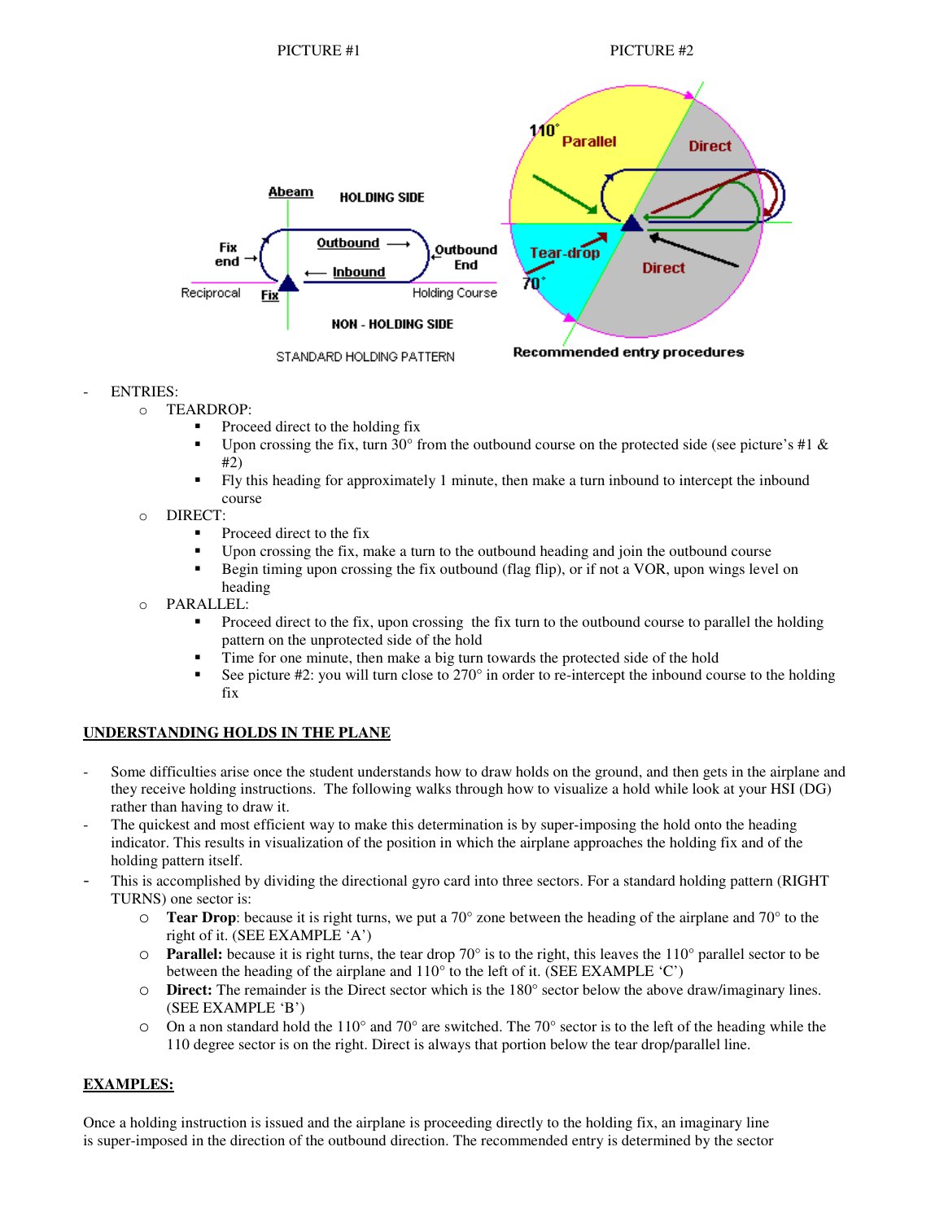PICTURE #1 PICTURE #2

- ENTRIES:
  - TEARDROP:
    - Proceed direct to the holding fix
    - Upon crossing the fix, turn 30° from the outbound course on the protected side (see picture's #1 & #2)
    - Fly this heading for approximately 1 minute, then make a turn inbound to intercept the inbound course
  - DIRECT:
    - Proceed direct to the fix
    - Upon crossing the fix, make a turn to the outbound heading and join the outbound course
    - Begin timing upon crossing the fix outbound (flag flip), or if not a VOR, upon wings level on heading
  - PARALLEL:
    - Proceed direct to the fix, upon crossing the fix turn to the outbound course to parallel the holding pattern on the unprotected side of the hold
    - Time for one minute, then make a big turn towards the protected side of the hold
    - See picture #2: you will turn close to 270° in order to re-intercept the inbound course to the holding fix

**UNDERSTANDING HOLDS IN THE PLANE**

- Some difficulties arise once the student understands how to draw holds on the ground, and then gets in the airplane and they receive holding instructions. The following walks through how to visualize a hold while look at your HSI (DG) rather than having to draw it.
- The quickest and most efficient way to make this determination is by super-imposing the hold onto the heading indicator. This results in visualization of the position in which the airplane approaches the holding fix and of the holding pattern itself.
- This is accomplished by dividing the directional gyro card into three sectors. For a standard holding pattern (RIGHT TURNS) one sector is:
  - **Tear Drop**: because it is right turns, we put a 70° zone between the heading of the airplane and 70° to the right of it. (SEE EXAMPLE 'A')
  - **Parallel:** because it is right turns, the tear drop 70° is to the right, this leaves the 110° parallel sector to be between the heading of the airplane and 110° to the left of it. (SEE EXAMPLE 'C')
  - **Direct:** The remainder is the Direct sector which is the 180° sector below the above draw/imaginary lines. (SEE EXAMPLE 'B')
  - On a non standard hold the 110° and 70° are switched. The 70° sector is to the left of the heading while the 110 degree sector is on the right. Direct is always that portion below the tear drop/parallel line.

**EXAMPLES:**

Once a holding instruction is issued and the airplane is proceeding directly to the holding fix, an imaginary line is super-imposed in the direction of the outbound direction. The recommended entry is determined by the sector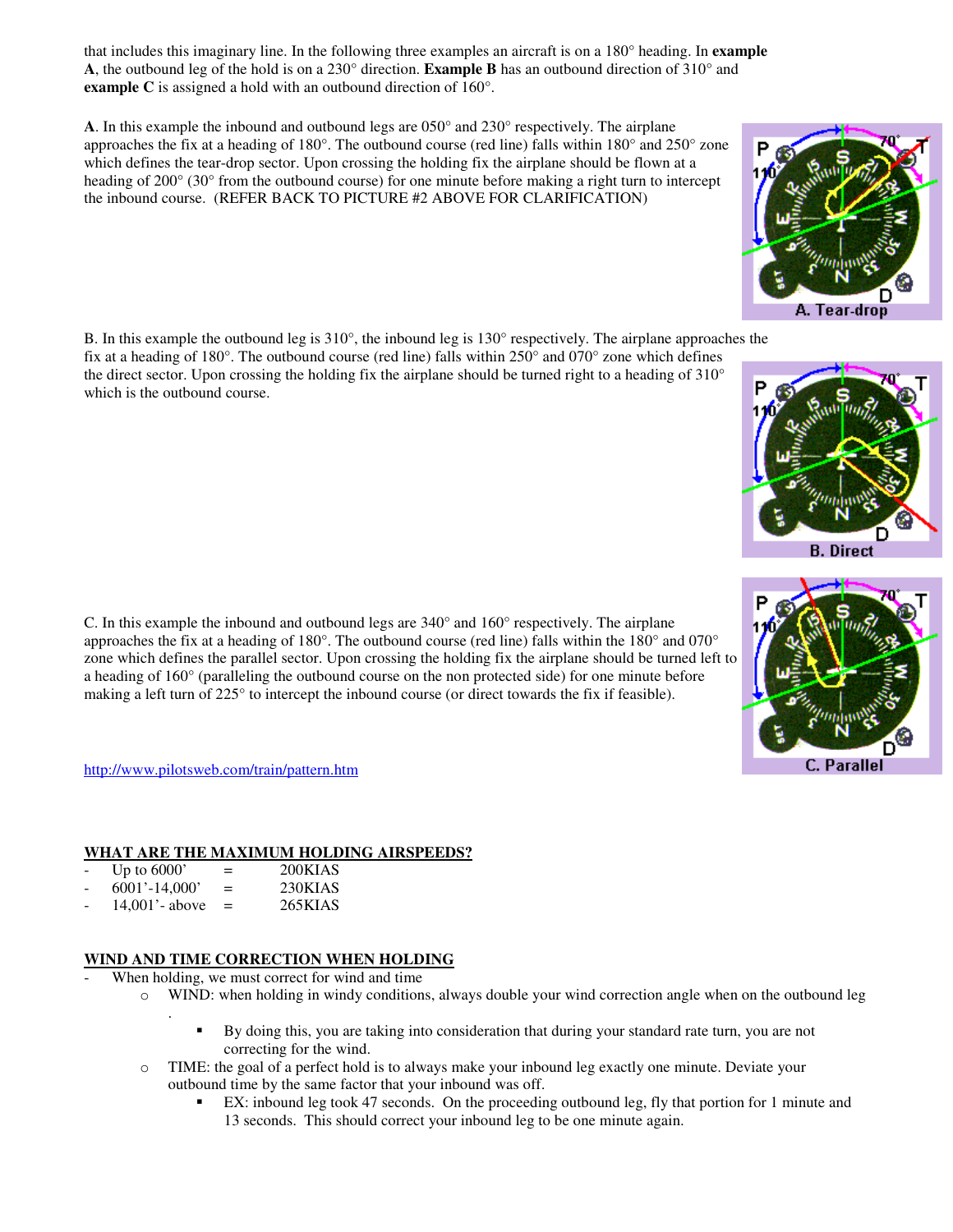that includes this imaginary line. In the following three examples an aircraft is on a 180° heading. In **example A**, the outbound leg of the hold is on a 230° direction. **Example B** has an outbound direction of 310° and **example C** is assigned a hold with an outbound direction of 160°.

**A**. In this example the inbound and outbound legs are 050° and 230° respectively. The airplane approaches the fix at a heading of 180°. The outbound course (red line) falls within 180° and 250° zone which defines the tear-drop sector. Upon crossing the holding fix the airplane should be flown at a heading of 200° (30° from the outbound course) for one minute before making a right turn to intercept the inbound course. (REFER BACK TO PICTURE #2 ABOVE FOR CLARIFICATION)

A. Tear-drop

B. In this example the outbound leg is 310°, the inbound leg is 130° respectively. The airplane approaches the fix at a heading of 180°. The outbound course (red line) falls within 250° and 070° zone which defines the direct sector. Upon crossing the holding fix the airplane should be turned right to a heading of 310° which is the outbound course.

B. Direct

C. In this example the inbound and outbound legs are 340° and 160° respectively. The airplane approaches the fix at a heading of 180°. The outbound course (red line) falls within the 180° and 070° zone which defines the parallel sector. Upon crossing the holding fix the airplane should be turned left to a heading of 160° (paralleling the outbound course on the non protected side) for one minute before making a left turn of 225° to intercept the inbound course (or direct towards the fix if feasible).

C. Parallel

http://www.pilotsweb.com/train/pattern.htm

## WHAT ARE THE MAXIMUM HOLDING AIRSPEEDS?

- Up to 6000' = 200KIAS
- 6001'-14,000' = 230KIAS
- 14,001'- above = 265KIAS

## WIND AND TIME CORRECTION WHEN HOLDING

- When holding, we must correct for wind and time
  - WIND: when holding in windy conditions, always double your wind correction angle when on the outbound leg .
    - By doing this, you are taking into consideration that during your standard rate turn, you are not correcting for the wind.
  - TIME: the goal of a perfect hold is to always make your inbound leg exactly one minute. Deviate your outbound time by the same factor that your inbound was off.
    - EX: inbound leg took 47 seconds. On the proceeding outbound leg, fly that portion for 1 minute and 13 seconds. This should correct your inbound leg to be one minute again.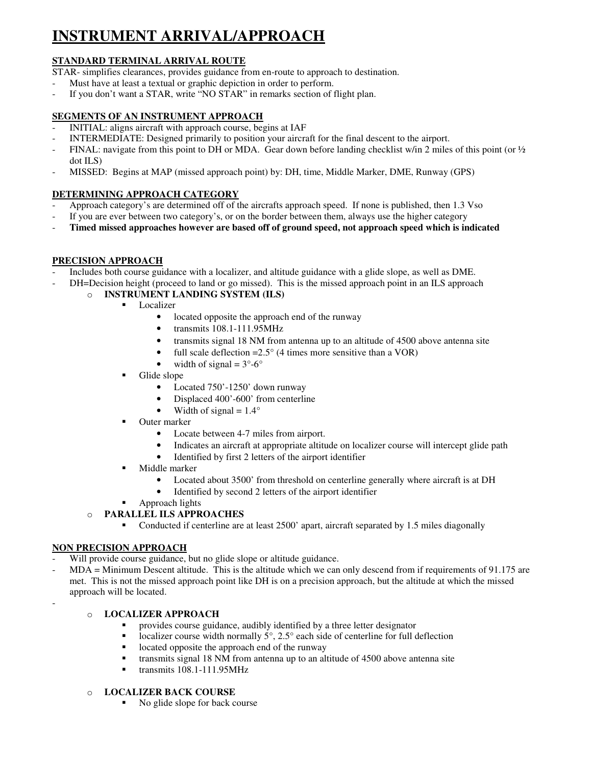# INSTRUMENT ARRIVAL/APPROACH

## STANDARD TERMINAL ARRIVAL ROUTE

STAR- simplifies clearances, provides guidance from en-route to approach to destination.

- Must have at least a textual or graphic depiction in order to perform.
- If you don't want a STAR, write "NO STAR" in remarks section of flight plan.

## SEGMENTS OF AN INSTRUMENT APPROACH

- INITIAL: aligns aircraft with approach course, begins at IAF
- INTERMEDIATE: Designed primarily to position your aircraft for the final descent to the airport.
- FINAL: navigate from this point to DH or MDA. Gear down before landing checklist w/in 2 miles of this point (or ½ dot ILS)
- MISSED: Begins at MAP (missed approach point) by: DH, time, Middle Marker, DME, Runway (GPS)

## DETERMINING APPROACH CATEGORY

- Approach category's are determined off of the aircrafts approach speed. If none is published, then 1.3 Vso
- If you are ever between two category's, or on the border between them, always use the higher category
- **Timed missed approaches however are based off of ground speed, not approach speed which is indicated**

## PRECISION APPROACH

- Includes both course guidance with a localizer, and altitude guidance with a glide slope, as well as DME.
- DH=Decision height (proceed to land or go missed). This is the missed approach point in an ILS approach
  - **INSTRUMENT LANDING SYSTEM (ILS)**
    - Localizer
      - located opposite the approach end of the runway
      - transmits 108.1-111.95MHz
      - transmits signal 18 NM from antenna up to an altitude of 4500 above antenna site
      - full scale deflection =2.5° (4 times more sensitive than a VOR)
      - width of signal = 3°-6°
    - Glide slope
      - Located 750'-1250' down runway
      - Displaced 400'-600' from centerline
      - Width of signal = 1.4°
    - Outer marker
      - Locate between 4-7 miles from airport.
      - Indicates an aircraft at appropriate altitude on localizer course will intercept glide path
      - Identified by first 2 letters of the airport identifier
    - Middle marker
      - Located about 3500' from threshold on centerline generally where aircraft is at DH
      - Identified by second 2 letters of the airport identifier
    - Approach lights
  - **PARALLEL ILS APPROACHES**
    - Conducted if centerline are at least 2500' apart, aircraft separated by 1.5 miles diagonally

## NON PRECISION APPROACH

- Will provide course guidance, but no glide slope or altitude guidance.
- MDA = Minimum Descent altitude. This is the altitude which we can only descend from if requirements of 91.175 are met. This is not the missed approach point like DH is on a precision approach, but the altitude at which the missed approach will be located.
-
  - **LOCALIZER APPROACH**
    - provides course guidance, audibly identified by a three letter designator
    - localizer course width normally 5°, 2.5° each side of centerline for full deflection
    - located opposite the approach end of the runway
    - transmits signal 18 NM from antenna up to an altitude of 4500 above antenna site
    - transmits 108.1-111.95MHz
  - **LOCALIZER BACK COURSE**
    - No glide slope for back course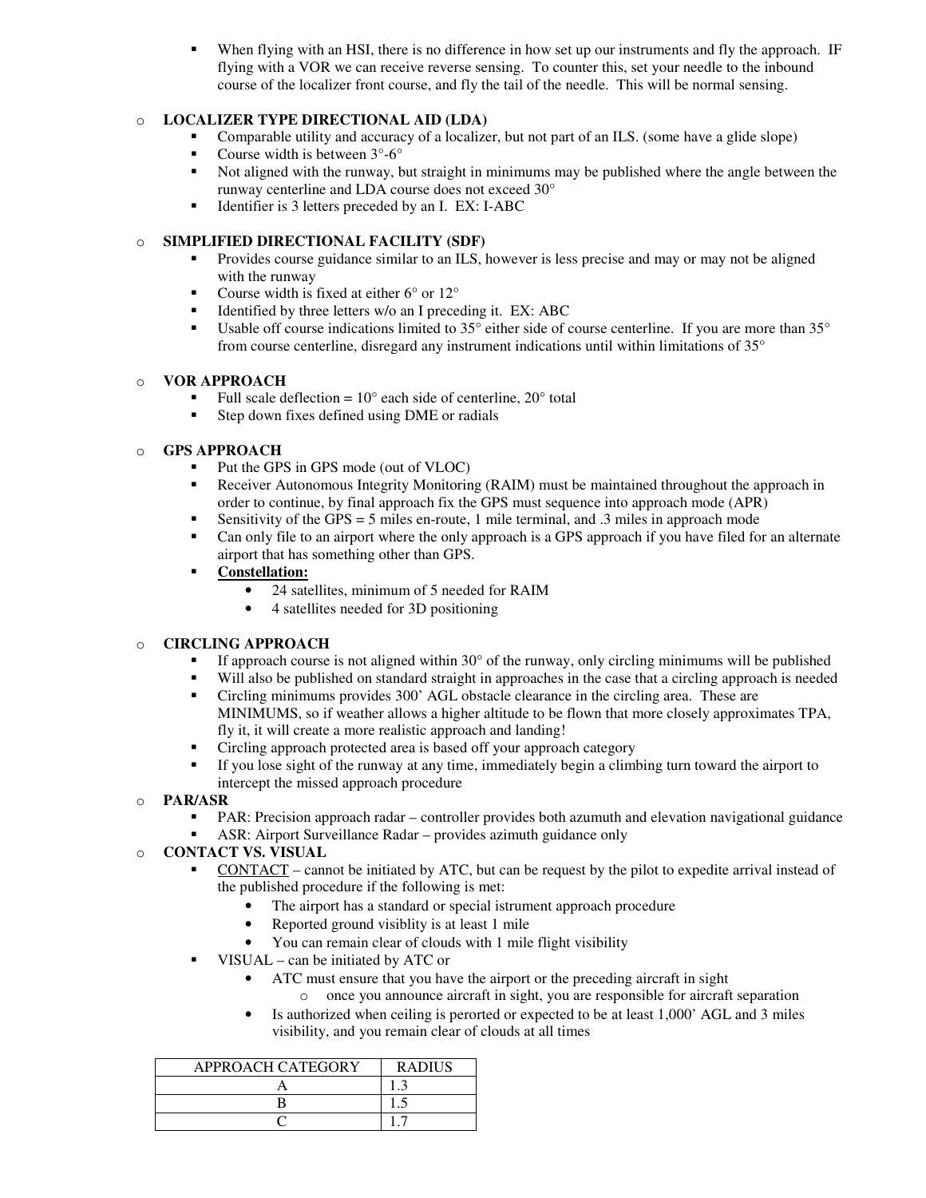- When flying with an HSI, there is no difference in how set up our instruments and fly the approach. IF flying with a VOR we can receive reverse sensing. To counter this, set your needle to the inbound course of the localizer front course, and fly the tail of the needle. This will be normal sensing.

- **LOCALIZER TYPE DIRECTIONAL AID (LDA)**
  - Comparable utility and accuracy of a localizer, but not part of an ILS. (some have a glide slope)
  - Course width is between 3°-6°
  - Not aligned with the runway, but straight in minimums may be published where the angle between the runway centerline and LDA course does not exceed 30°
  - Identifier is 3 letters preceded by an I. EX: I-ABC

- **SIMPLIFIED DIRECTIONAL FACILITY (SDF)**
  - Provides course guidance similar to an ILS, however is less precise and may or may not be aligned with the runway
  - Course width is fixed at either 6° or 12°
  - Identified by three letters w/o an I preceding it. EX: ABC
  - Usable off course indications limited to 35° either side of course centerline. If you are more than 35° from course centerline, disregard any instrument indications until within limitations of 35°

- **VOR APPROACH**
  - Full scale deflection = 10° each side of centerline, 20° total
  - Step down fixes defined using DME or radials

- **GPS APPROACH**
  - Put the GPS in GPS mode (out of VLOC)
  - Receiver Autonomous Integrity Monitoring (RAIM) must be maintained throughout the approach in order to continue, by final approach fix the GPS must sequence into approach mode (APR)
  - Sensitivity of the GPS = 5 miles en-route, 1 mile terminal, and .3 miles in approach mode
  - Can only file to an airport where the only approach is a GPS approach if you have filed for an alternate airport that has something other than GPS.
  - **<u>Constellation:</u>**
    - 24 satellites, minimum of 5 needed for RAIM
    - 4 satellites needed for 3D positioning

- **CIRCLING APPROACH**
  - If approach course is not aligned within 30° of the runway, only circling minimums will be published
  - Will also be published on standard straight in approaches in the case that a circling approach is needed
  - Circling minimums provides 300' AGL obstacle clearance in the circling area. These are MINIMUMS, so if weather allows a higher altitude to be flown that more closely approximates TPA, fly it, it will create a more realistic approach and landing!
  - Circling approach protected area is based off your approach category
  - If you lose sight of the runway at any time, immediately begin a climbing turn toward the airport to intercept the missed approach procedure

- **PAR/ASR**
  - PAR: Precision approach radar – controller provides both azumuth and elevation navigational guidance
  - ASR: Airport Surveillance Radar – provides azimuth guidance only

- **CONTACT VS. VISUAL**
  - <u>CONTACT</u> – cannot be initiated by ATC, but can be request by the pilot to expedite arrival instead of the published procedure if the following is met:
    - The airport has a standard or special istrument approach procedure
    - Reported ground visiblity is at least 1 mile
    - You can remain clear of clouds with 1 mile flight visibility
  - VISUAL – can be initiated by ATC or
    - ATC must ensure that you have the airport or the preceding aircraft in sight
      - once you announce aircraft in sight, you are responsible for aircraft separation
    - Is authorized when ceiling is perorted or expected to be at least 1,000' AGL and 3 miles visibility, and you remain clear of clouds at all times

| APPROACH CATEGORY | RADIUS |
|---|---|
| A | 1.3 |
| B | 1.5 |
| C | 1.7 |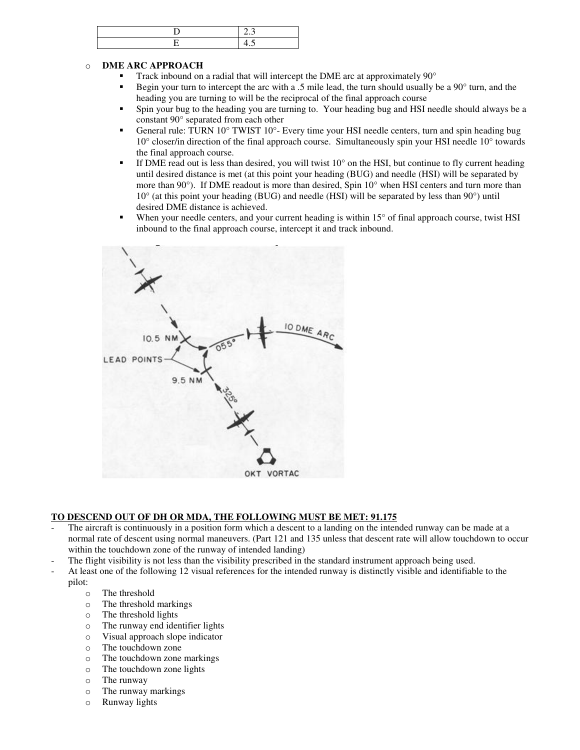| D | 2.3 |
|---|---|
| E | 4.5 |

- **DME ARC APPROACH**
  - Track inbound on a radial that will intercept the DME arc at approximately 90°
  - Begin your turn to intercept the arc with a .5 mile lead, the turn should usually be a 90° turn, and the heading you are turning to will be the reciprocal of the final approach course
  - Spin your bug to the heading you are turning to. Your heading bug and HSI needle should always be a constant 90° separated from each other
  - General rule: TURN 10° TWIST 10°- Every time your HSI needle centers, turn and spin heading bug 10° closer/in direction of the final approach course. Simultaneously spin your HSI needle 10° towards the final approach course.
  - If DME read out is less than desired, you will twist 10° on the HSI, but continue to fly current heading until desired distance is met (at this point your heading (BUG) and needle (HSI) will be separated by more than 90°). If DME readout is more than desired, Spin 10° when HSI centers and turn more than 10° (at this point your heading (BUG) and needle (HSI) will be separated by less than 90°) until desired DME distance is achieved.
  - When your needle centers, and your current heading is within 15° of final approach course, twist HSI inbound to the final approach course, intercept it and track inbound.

**TO DESCEND OUT OF DH OR MDA, THE FOLLOWING MUST BE MET: 91.175**

- The aircraft is continuously in a position form which a descent to a landing on the intended runway can be made at a normal rate of descent using normal maneuvers. (Part 121 and 135 unless that descent rate will allow touchdown to occur within the touchdown zone of the runway of intended landing)
- The flight visibility is not less than the visibility prescribed in the standard instrument approach being used.
- At least one of the following 12 visual references for the intended runway is distinctly visible and identifiable to the pilot:
  - The threshold
  - The threshold markings
  - The threshold lights
  - The runway end identifier lights
  - Visual approach slope indicator
  - The touchdown zone
  - The touchdown zone markings
  - The touchdown zone lights
  - The runway
  - The runway markings
  - Runway lights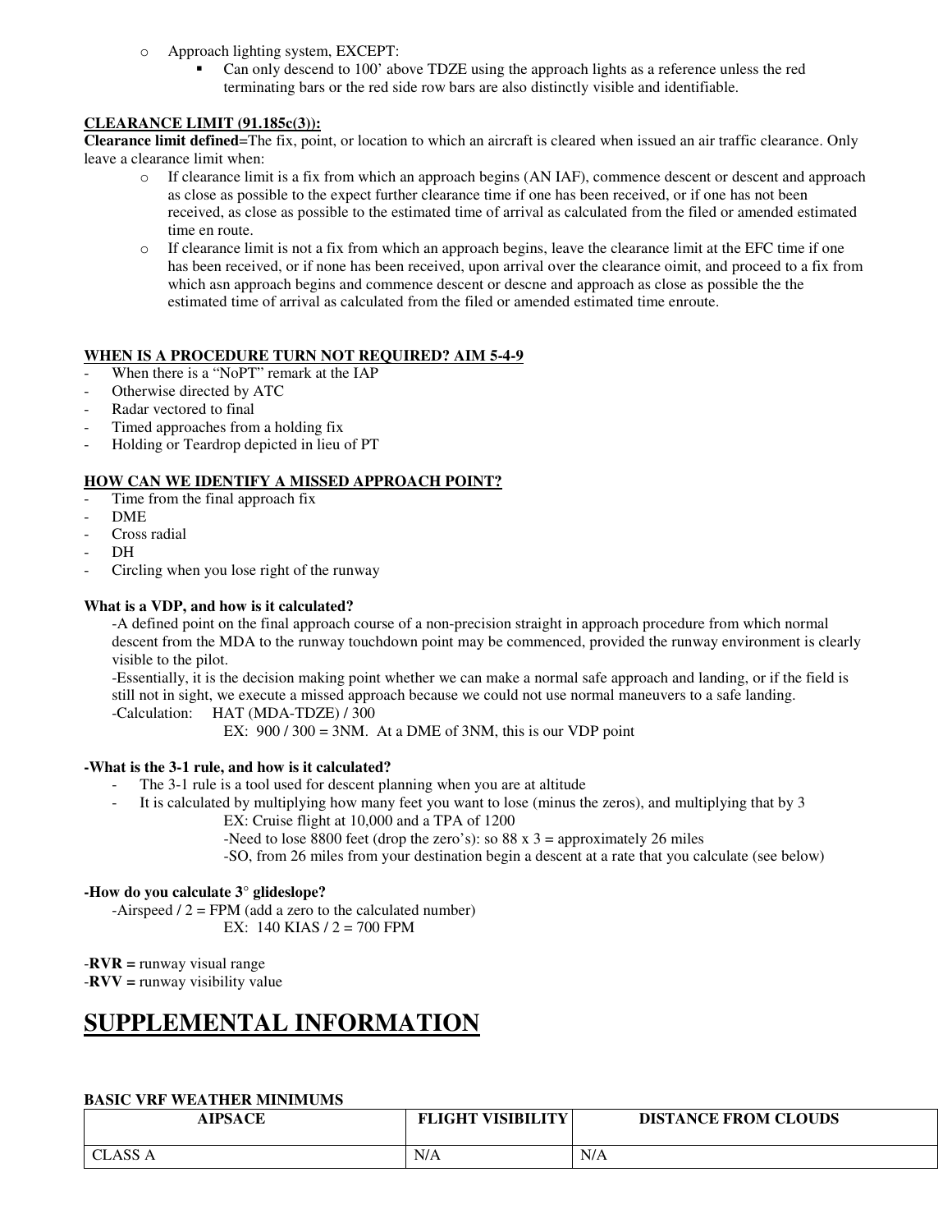- Approach lighting system, EXCEPT:
  - Can only descend to 100' above TDZE using the approach lights as a reference unless the red terminating bars or the red side row bars are also distinctly visible and identifiable.

**CLEARANCE LIMIT (91.185c(3)):**

**Clearance limit defined**=The fix, point, or location to which an aircraft is cleared when issued an air traffic clearance. Only leave a clearance limit when:

- If clearance limit is a fix from which an approach begins (AN IAF), commence descent or descent and approach as close as possible to the expect further clearance time if one has been received, or if one has not been received, as close as possible to the estimated time of arrival as calculated from the filed or amended estimated time en route.
- If clearance limit is not a fix from which an approach begins, leave the clearance limit at the EFC time if one has been received, or if none has been received, upon arrival over the clearance oimit, and proceed to a fix from which asn approach begins and commence descent or descne and approach as close as possible the the estimated time of arrival as calculated from the filed or amended estimated time enroute.

**WHEN IS A PROCEDURE TURN NOT REQUIRED? AIM 5-4-9**

- When there is a "NoPT" remark at the IAP
- Otherwise directed by ATC
- Radar vectored to final
- Timed approaches from a holding fix
- Holding or Teardrop depicted in lieu of PT

**HOW CAN WE IDENTIFY A MISSED APPROACH POINT?**

- Time from the final approach fix
- DME
- Cross radial
- DH
- Circling when you lose right of the runway

**What is a VDP, and how is it calculated?**

-A defined point on the final approach course of a non-precision straight in approach procedure from which normal descent from the MDA to the runway touchdown point may be commenced, provided the runway environment is clearly visible to the pilot.

-Essentially, it is the decision making point whether we can make a normal safe approach and landing, or if the field is still not in sight, we execute a missed approach because we could not use normal maneuvers to a safe landing.

-Calculation: HAT (MDA-TDZE) / 300

EX: 900 / 300 = 3NM. At a DME of 3NM, this is our VDP point

**-What is the 3-1 rule, and how is it calculated?**

- The 3-1 rule is a tool used for descent planning when you are at altitude
- It is calculated by multiplying how many feet you want to lose (minus the zeros), and multiplying that by 3

  EX: Cruise flight at 10,000 and a TPA of 1200

  -Need to lose 8800 feet (drop the zero's): so 88 x 3 = approximately 26 miles

  -SO, from 26 miles from your destination begin a descent at a rate that you calculate (see below)

**-How do you calculate 3° glideslope?**

-Airspeed / 2 = FPM (add a zero to the calculated number)

EX: 140 KIAS / 2 = 700 FPM

-**RVR =** runway visual range

-**RVV =** runway visibility value

# SUPPLEMENTAL INFORMATION

**BASIC VRF WEATHER MINIMUMS**

| AIPSACE | FLIGHT VISIBILITY | DISTANCE FROM CLOUDS |
|---|---|---|
| CLASS A | N/A | N/A |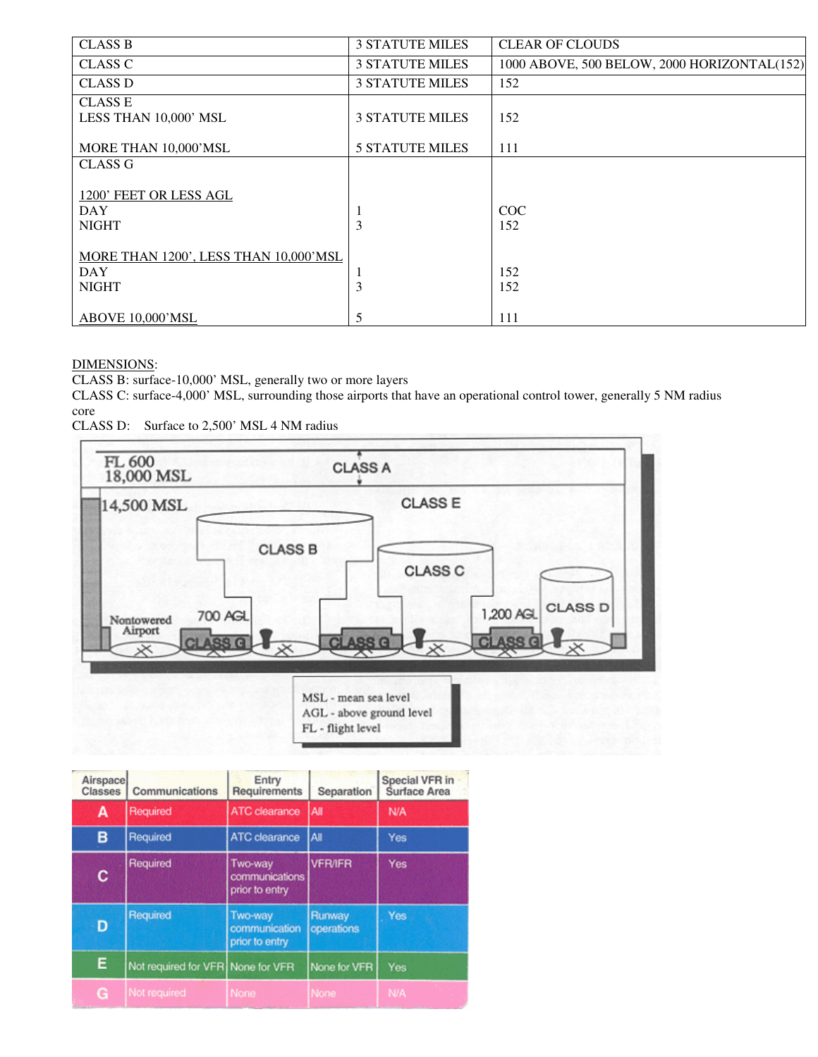| CLASS B | 3 STATUTE MILES | CLEAR OF CLOUDS |
|---|---|---|
| CLASS C | 3 STATUTE MILES | 1000 ABOVE, 500 BELOW, 2000 HORIZONTAL(152) |
| CLASS D | 3 STATUTE MILES | 152 |
| CLASS E<br>LESS THAN 10,000' MSL<br><br>MORE THAN 10,000'MSL | <br>3 STATUTE MILES<br><br>5 STATUTE MILES | <br>152<br><br>111 |
| CLASS G<br><br>1200' FEET OR LESS AGL<br>DAY<br>NIGHT<br><br>MORE THAN 1200', LESS THAN 10,000'MSL<br>DAY<br>NIGHT<br><br>ABOVE 10,000'MSL | <br><br><br>1<br>3<br><br><br>1<br>3<br><br>5 | <br><br><br>COC<br>152<br><br><br>152<br>152<br><br>111 |

DIMENSIONS:
CLASS B: surface-10,000' MSL, generally two or more layers
CLASS C: surface-4,000' MSL, surrounding those airports that have an operational control tower, generally 5 NM radius core
CLASS D: Surface to 2,500' MSL 4 NM radius

| Airspace Classes | Communications | Entry Requirements | Separation | Special VFR in Surface Area |
|---|---|---|---|---|
| A | Required | ATC clearance | All | N/A |
| B | Required | ATC clearance | All | Yes |
| C | Required | Two-way communications prior to entry | VFR/IFR | Yes |
| D | Required | Two-way communication prior to entry | Runway operations | Yes |
| E | Not required for VFR | None for VFR | None for VFR | Yes |
| G | Not required | None | None | N/A |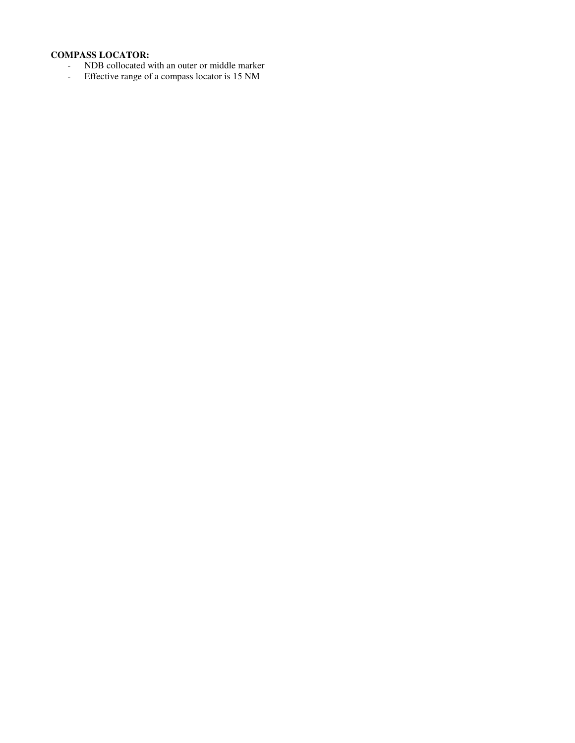**COMPASS LOCATOR:**

- NDB collocated with an outer or middle marker
- Effective range of a compass locator is 15 NM